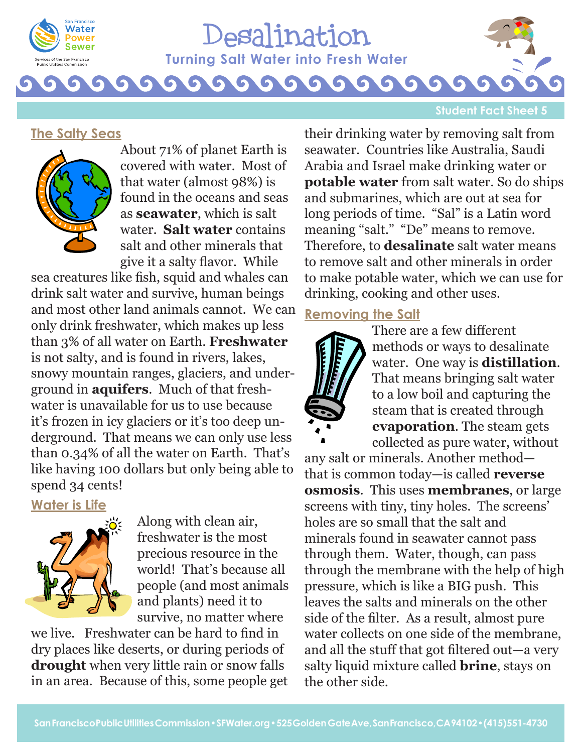# Desalination

## Turning Salt Water into Fresh Water

Student Fact Sheet 5

### The Salty Seas

About 71% of planet Earth is covered with water. Most of that water (almost 98%) is found in the oceans and seas as **seawater**, which is salt water. **Salt water** contains salt and other minerals that give it a salty flavor. While sea creatures like fish, squid and whales can drink salt water and survive, human beings and most other land animals cannot. We can only drink freshwater, which makes up less than 3% of all water on Earth. **Freshwater** is not salty, and is found in rivers, lakes, snowy mountain ranges, glaciers, and underground in **aquifers**. Much of that freshwater is unavailable for us to use because it's frozen in icy glaciers or it's too deep underground. That means we can only use less than 0.34% of all the water on Earth. That's like having 100 dollars but only being able to spend 34 cents!

### Water is Life

Along with clean air, freshwater is the most precious resource in the world! That's because all people (and most animals and plants) need it to survive, no matter where we live. Freshwater can be hard to find in dry places like deserts, or during periods of **drought** when very little rain or snow falls in an area. Because of this, some people get their drinking water by removing salt from seawater. Countries like Australia, Saudi Arabia and Israel make drinking water or **potable water** from salt water. So do ships and submarines, which are out at sea for long periods of time. "Sal" is a Latin word meaning "salt." "De" means to remove. Therefore, to **desalinate** salt water means to remove salt and other minerals in order to make potable water, which we can use for drinking, cooking and other uses.

### Removing the Salt

There are a few different methods or ways to desalinate water. One way is **distillation**. That means bringing salt water to a low boil and capturing the steam that is created through **evaporation**. The steam gets collected as pure water, without any salt or minerals. Another method—that is common today—is called **reverse osmosis**. This uses **membranes**, or large screens with tiny, tiny holes. The screens' holes are so small that the salt and minerals found in seawater cannot pass through them. Water, though, can pass through the membrane with the help of high pressure, which is like a BIG push. This leaves the salts and minerals on the other side of the filter. As a result, almost pure water collects on one side of the membrane, and all the stuff that got filtered out—a very salty liquid mixture called **brine**, stays on the other side.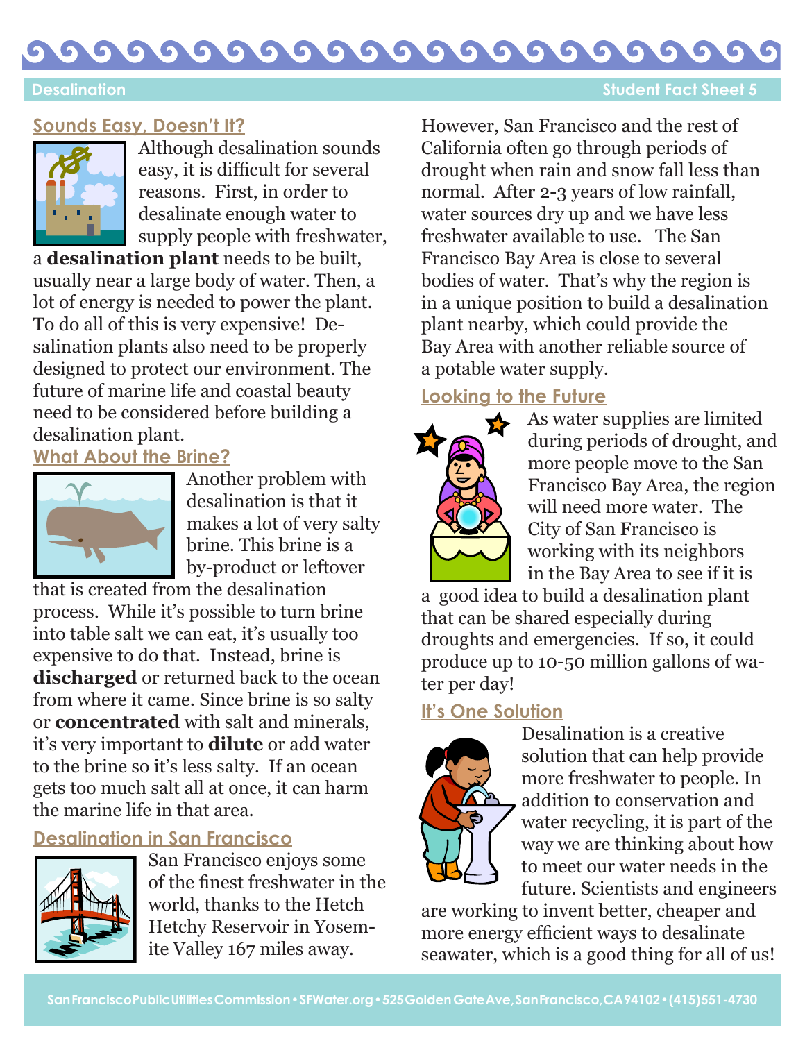## Sounds Easy, Doesn't It?

Although desalination sounds easy, it is difficult for several reasons. First, in order to desalinate enough water to supply people with freshwater, a **desalination plant** needs to be built, usually near a large body of water. Then, a lot of energy is needed to power the plant. To do all of this is very expensive! Desalination plants also need to be properly designed to protect our environment. The future of marine life and coastal beauty need to be considered before building a desalination plant.

## What About the Brine?

Another problem with desalination is that it makes a lot of very salty brine. This brine is a by-product or leftover that is created from the desalination process. While it's possible to turn brine into table salt we can eat, it's usually too expensive to do that. Instead, brine is **discharged** or returned back to the ocean from where it came. Since brine is so salty or **concentrated** with salt and minerals, it's very important to **dilute** or add water to the brine so it's less salty. If an ocean gets too much salt all at once, it can harm the marine life in that area.

## Desalination in San Francisco

San Francisco enjoys some of the finest freshwater in the world, thanks to the Hetch Hetchy Reservoir in Yosemite Valley 167 miles away. However, San Francisco and the rest of California often go through periods of drought when rain and snow fall less than normal. After 2-3 years of low rainfall, water sources dry up and we have less freshwater available to use. The San Francisco Bay Area is close to several bodies of water. That's why the region is in a unique position to build a desalination plant nearby, which could provide the Bay Area with another reliable source of a potable water supply.

## Looking to the Future

As water supplies are limited during periods of drought, and more people move to the San Francisco Bay Area, the region will need more water. The City of San Francisco is working with its neighbors in the Bay Area to see if it is a good idea to build a desalination plant that can be shared especially during droughts and emergencies. If so, it could produce up to 10-50 million gallons of water per day!

## It's One Solution

Desalination is a creative solution that can help provide more freshwater to people. In addition to conservation and water recycling, it is part of the way we are thinking about how to meet our water needs in the future. Scientists and engineers are working to invent better, cheaper and more energy efficient ways to desalinate seawater, which is a good thing for all of us!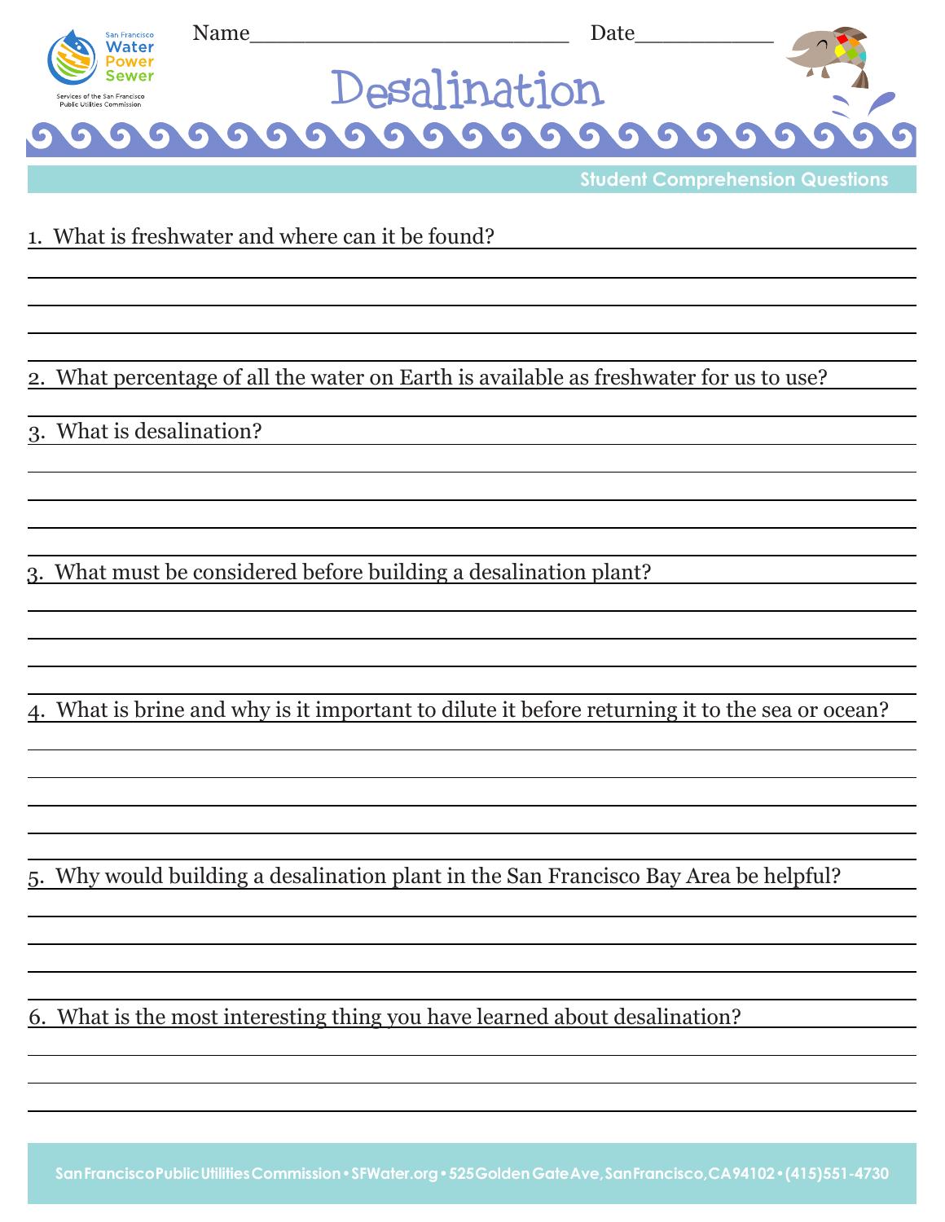Name__________________________ Date___________

# Desalination

## Student Comprehension Questions

1. What is freshwater and where can it be found?

2. What percentage of all the water on Earth is available as freshwater for us to use?

3. What is desalination?

3. What must be considered before building a desalination plant?

4. What is brine and why is it important to dilute it before returning it to the sea or ocean?

5. Why would building a desalination plant in the San Francisco Bay Area be helpful?

6. What is the most interesting thing you have learned about desalination?

San Francisco Public Utilities Commission • SFWater.org • 525 Golden Gate Ave, San Francisco, CA 94102 • (415) 551-4730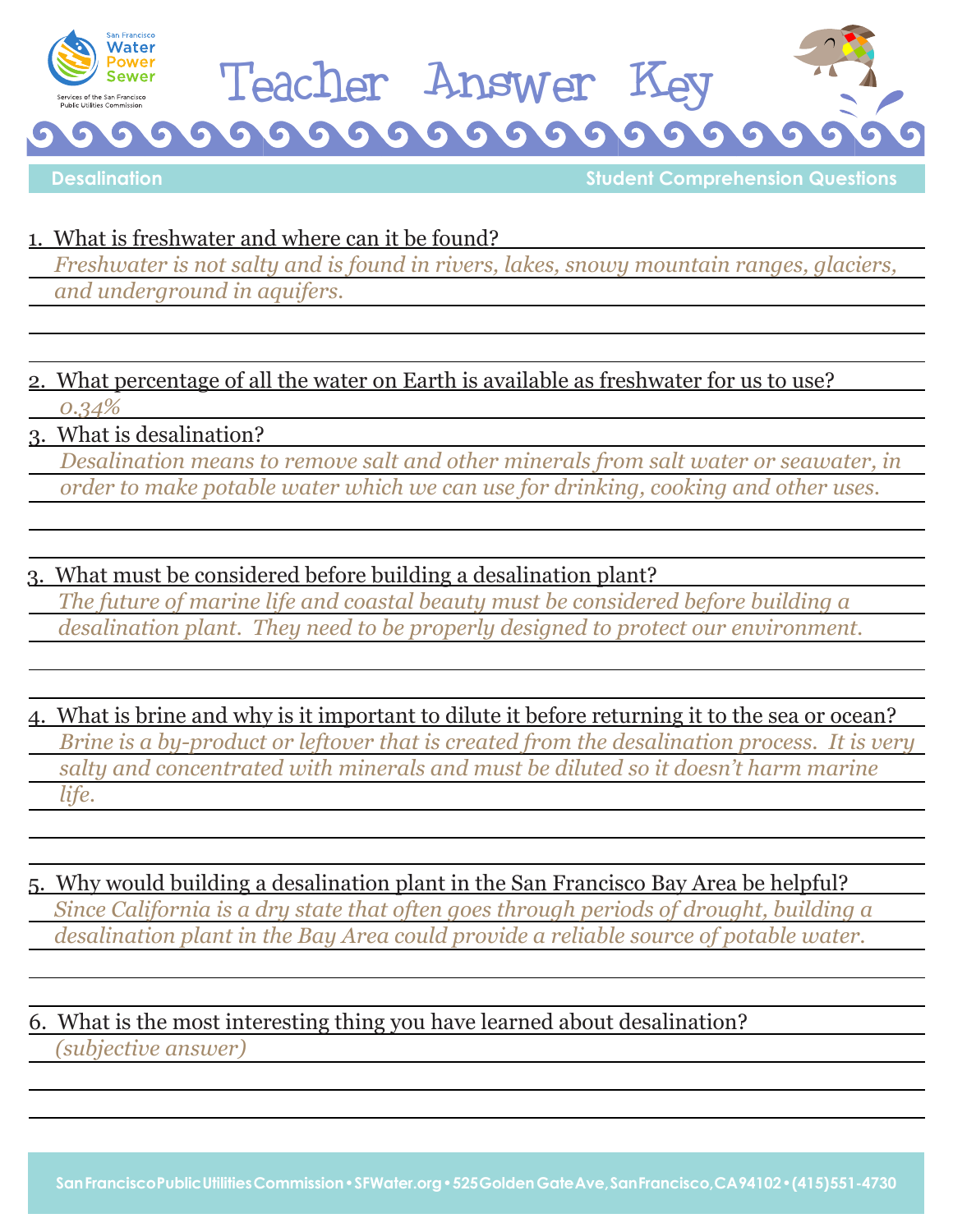San Francisco Water Power Sewer

Services of the San Francisco Public Utilities Commission

# Teacher Answer Key

**Desalination** — **Student Comprehension Questions**

1. What is freshwater and where can it be found?

   *Freshwater is not salty and is found in rivers, lakes, snowy mountain ranges, glaciers, and underground in aquifers.*

2. What percentage of all the water on Earth is available as freshwater for us to use?

   *0.34%*

3. What is desalination?

   *Desalination means to remove salt and other minerals from salt water or seawater, in order to make potable water which we can use for drinking, cooking and other uses.*

3. What must be considered before building a desalination plant?

   *The future of marine life and coastal beauty must be considered before building a desalination plant. They need to be properly designed to protect our environment.*

4. What is brine and why is it important to dilute it before returning it to the sea or ocean?

   *Brine is a by-product or leftover that is created from the desalination process. It is very salty and concentrated with minerals and must be diluted so it doesn't harm marine life.*

5. Why would building a desalination plant in the San Francisco Bay Area be helpful?

   *Since California is a dry state that often goes through periods of drought, building a desalination plant in the Bay Area could provide a reliable source of potable water.*

6. What is the most interesting thing you have learned about desalination?

   *(subjective answer)*

San Francisco Public Utilities Commission • SFWater.org • 525 Golden Gate Ave, San Francisco, CA 94102 • (415) 551-4730